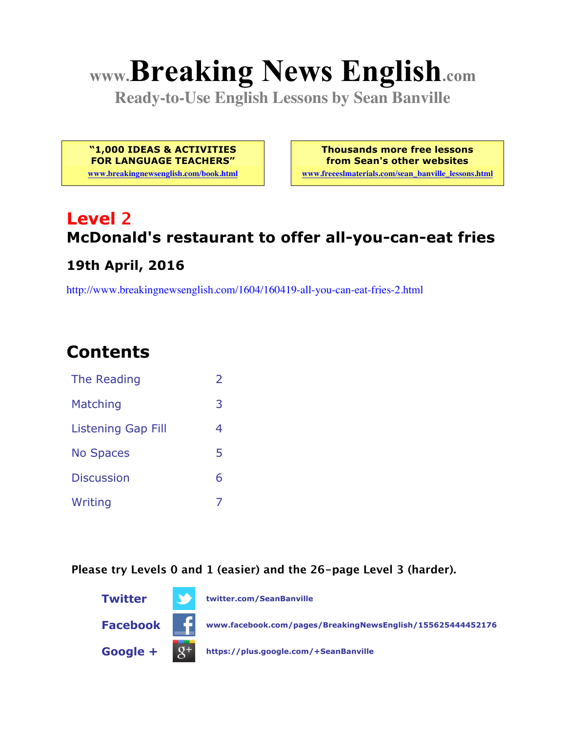# www.Breaking News English.com

**Ready-to-Use English Lessons by Sean Banville**

**"1,000 IDEAS & ACTIVITIES FOR LANGUAGE TEACHERS"**
www.breakingnewsenglish.com/book.html

**Thousands more free lessons from Sean's other websites**
www.freeeslmaterials.com/sean_banville_lessons.html

## Level 2

### McDonald's restaurant to offer all-you-can-eat fries

### 19th April, 2016

http://www.breakingnewsenglish.com/1604/160419-all-you-can-eat-fries-2.html

## Contents

| | |
|---|---|
| The Reading | 2 |
| Matching | 3 |
| Listening Gap Fill | 4 |
| No Spaces | 5 |
| Discussion | 6 |
| Writing | 7 |

**Please try Levels 0 and 1 (easier) and the 26-page Level 3 (harder).**

**Twitter** twitter.com/SeanBanville

**Facebook** www.facebook.com/pages/BreakingNewsEnglish/155625444452176

**Google +** https://plus.google.com/+SeanBanville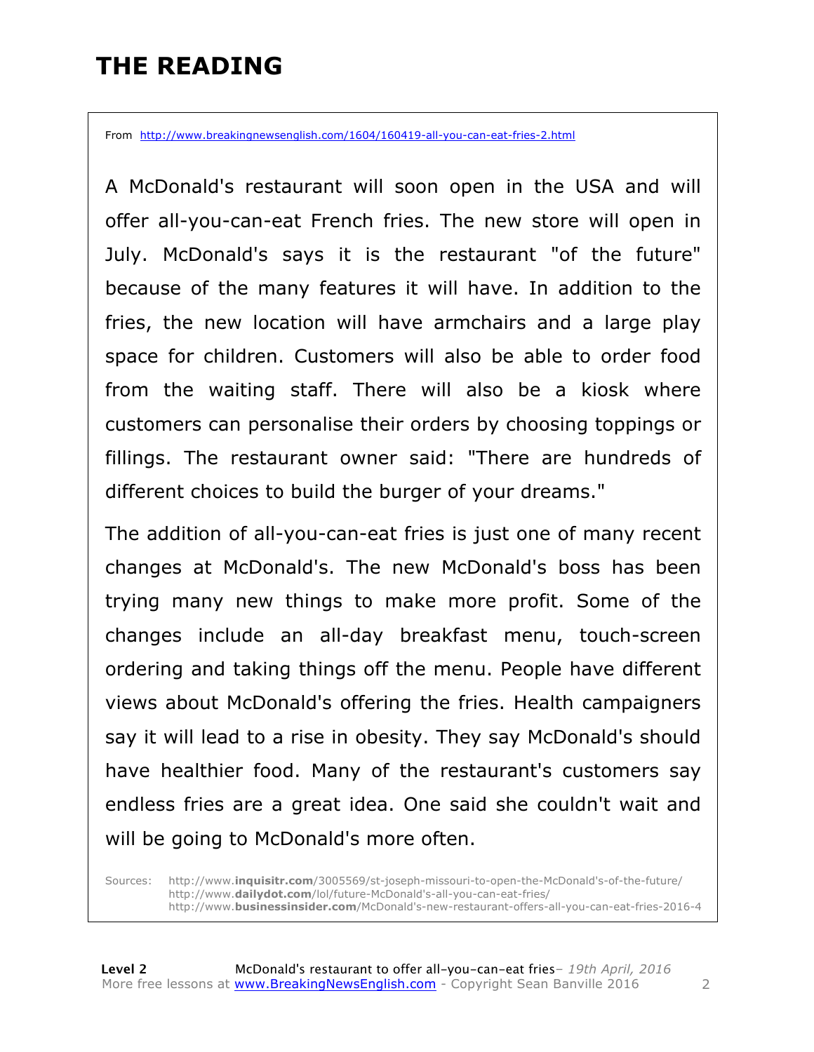# THE READING

From http://www.breakingnewsenglish.com/1604/160419-all-you-can-eat-fries-2.html

A McDonald's restaurant will soon open in the USA and will offer all-you-can-eat French fries. The new store will open in July. McDonald's says it is the restaurant "of the future" because of the many features it will have. In addition to the fries, the new location will have armchairs and a large play space for children. Customers will also be able to order food from the waiting staff. There will also be a kiosk where customers can personalise their orders by choosing toppings or fillings. The restaurant owner said: "There are hundreds of different choices to build the burger of your dreams."

The addition of all-you-can-eat fries is just one of many recent changes at McDonald's. The new McDonald's boss has been trying many new things to make more profit. Some of the changes include an all-day breakfast menu, touch-screen ordering and taking things off the menu. People have different views about McDonald's offering the fries. Health campaigners say it will lead to a rise in obesity. They say McDonald's should have healthier food. Many of the restaurant's customers say endless fries are a great idea. One said she couldn't wait and will be going to McDonald's more often.

Sources:
http://www.**inquisitr.com**/3005569/st-joseph-missouri-to-open-the-McDonald's-of-the-future/
http://www.**dailydot.com**/lol/future-McDonald's-all-you-can-eat-fries/
http://www.**businessinsider.com**/McDonald's-new-restaurant-offers-all-you-can-eat-fries-2016-4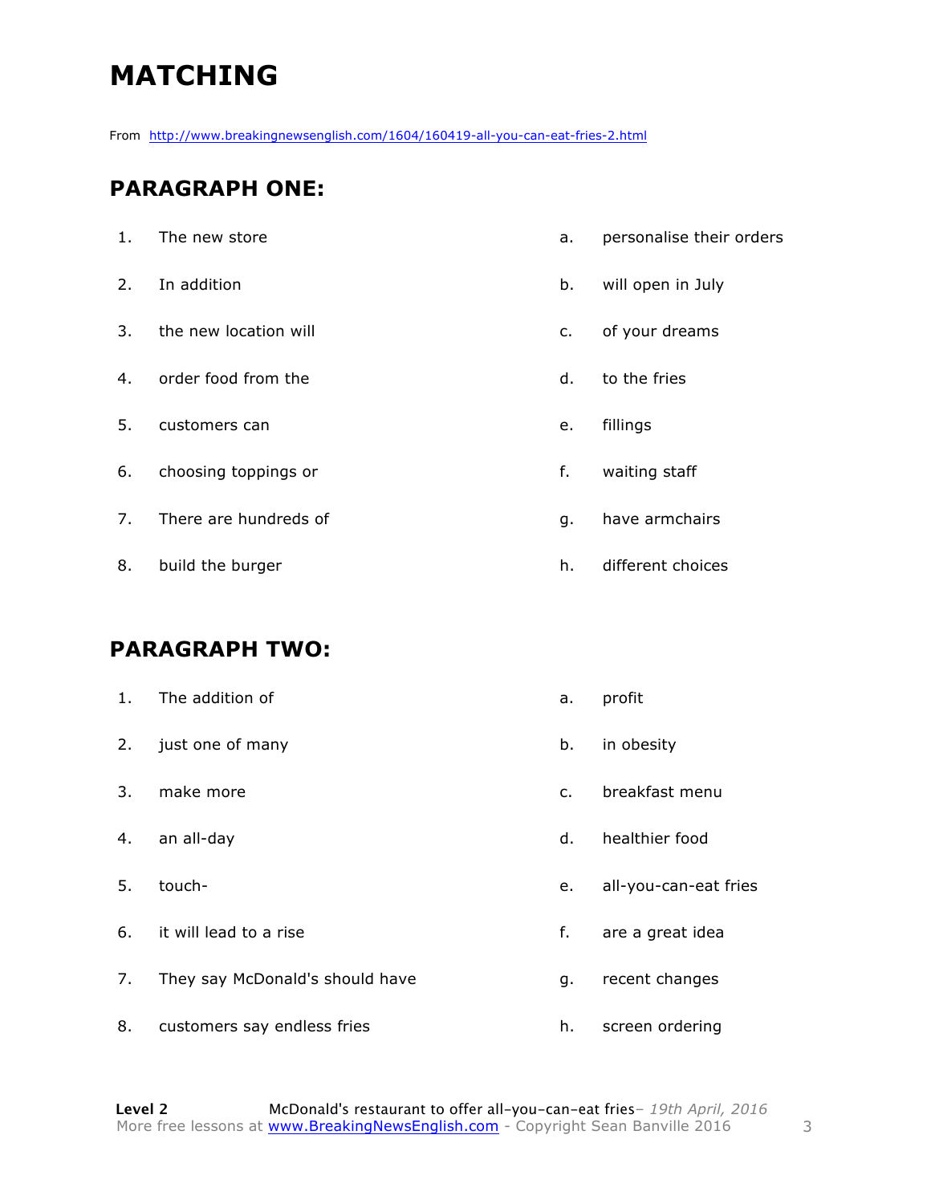# MATCHING

From http://www.breakingnewsenglish.com/1604/160419-all-you-can-eat-fries-2.html

## PARAGRAPH ONE:

| | | | |
|---|---|---|---|
| 1. | The new store | a. | personalise their orders |
| 2. | In addition | b. | will open in July |
| 3. | the new location will | c. | of your dreams |
| 4. | order food from the | d. | to the fries |
| 5. | customers can | e. | fillings |
| 6. | choosing toppings or | f. | waiting staff |
| 7. | There are hundreds of | g. | have armchairs |
| 8. | build the burger | h. | different choices |

## PARAGRAPH TWO:

| | | | |
|---|---|---|---|
| 1. | The addition of | a. | profit |
| 2. | just one of many | b. | in obesity |
| 3. | make more | c. | breakfast menu |
| 4. | an all-day | d. | healthier food |
| 5. | touch- | e. | all-you-can-eat fries |
| 6. | it will lead to a rise | f. | are a great idea |
| 7. | They say McDonald's should have | g. | recent changes |
| 8. | customers say endless fries | h. | screen ordering |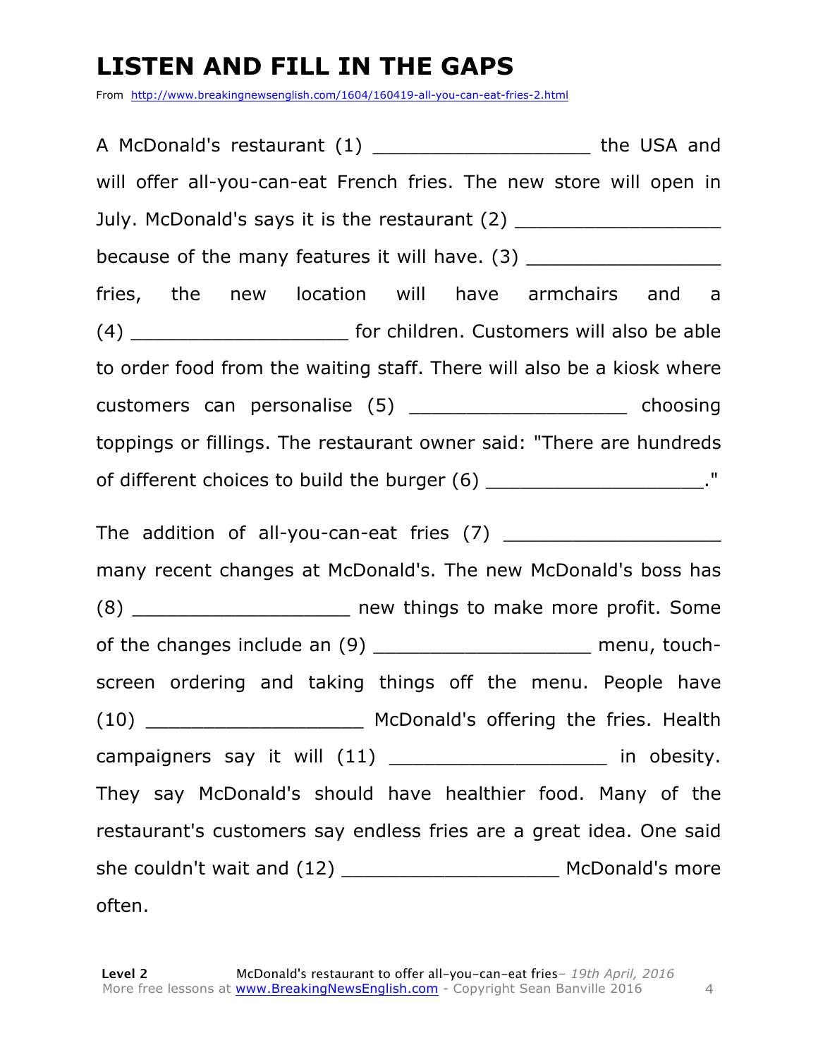# LISTEN AND FILL IN THE GAPS

From http://www.breakingnewsenglish.com/1604/160419-all-you-can-eat-fries-2.html

A McDonald's restaurant (1) ___________________ the USA and will offer all-you-can-eat French fries. The new store will open in July. McDonald's says it is the restaurant (2) ___________________ because of the many features it will have. (3) ___________________ fries, the new location will have armchairs and a (4) ___________________ for children. Customers will also be able to order food from the waiting staff. There will also be a kiosk where customers can personalise (5) ___________________ choosing toppings or fillings. The restaurant owner said: "There are hundreds of different choices to build the burger (6) ___________________."

The addition of all-you-can-eat fries (7) ___________________ many recent changes at McDonald's. The new McDonald's boss has (8) ___________________ new things to make more profit. Some of the changes include an (9) ___________________ menu, touch-screen ordering and taking things off the menu. People have (10) ___________________ McDonald's offering the fries. Health campaigners say it will (11) ___________________ in obesity. They say McDonald's should have healthier food. Many of the restaurant's customers say endless fries are a great idea. One said she couldn't wait and (12) ___________________ McDonald's more often.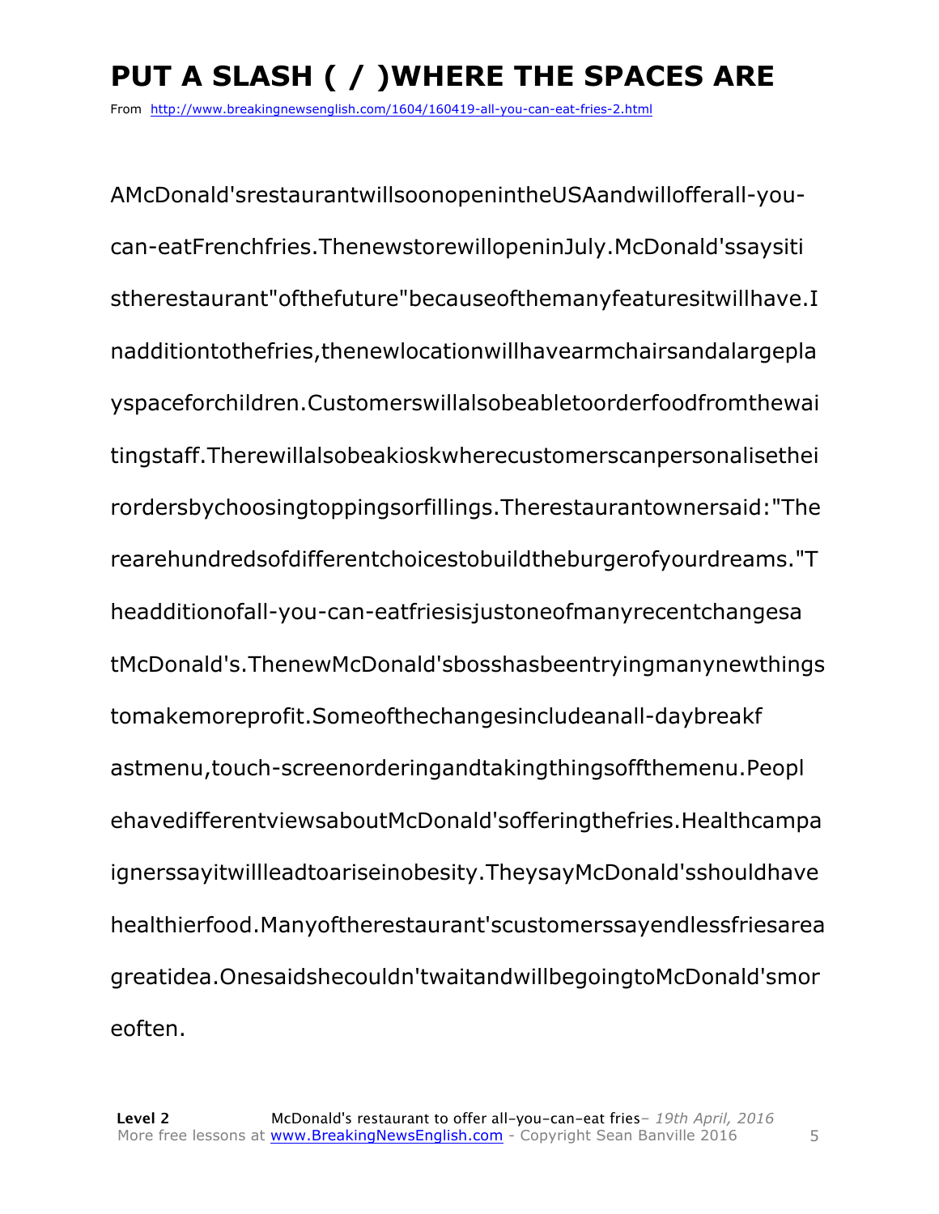# PUT A SLASH ( / )WHERE THE SPACES ARE

From http://www.breakingnewsenglish.com/1604/160419-all-you-can-eat-fries-2.html

AMcDonald'srestaurantwillsoonopenintheUSAandwillofferall-you-can-eatFrenchfries.ThenewstorewillopeninJuly.McDonald'ssaysitistherestaurant"ofthefuture"becauseofthemanyfeaturesitwillhave.Inadditiontothefries,thenewlocationwillhavearmchairsandalargeplayspaceforchildren.Customerswillalsobeabletoorderfoodfromthewaitingstaff.Therewillalsobeakioskwherecustomerscanpersonalisetheirordersbychoosingtoppingsorfillings.Therestaurantownersaid:"Therearehundredsofdifferentchoicestobuildtheburgerofyourdreams."Theadditionofall-you-can-eatfriesisjustoneofmanyrecentchangesatMcDonald's.ThenewMcDonald'sbosshasbeentryingmanynewthingstomakemoreprofit.Someofthechangesincludeanall-daybreakfastmenu,touch-screenorderingandtakingthingsoffthemenu.PeoplehavedifferentviewsaboutMcDonald'sofferingthefries.Healthcampaignerssayitwillleadtoariseinobesity.TheysayMcDonald'sshouldhavehealthierfood.Manyoftherestaurant'scustomerssayendlessfriesareagreatidea.Onesaidshecouldn'twaitandwillbegoingtoMcDonald'smoreoften.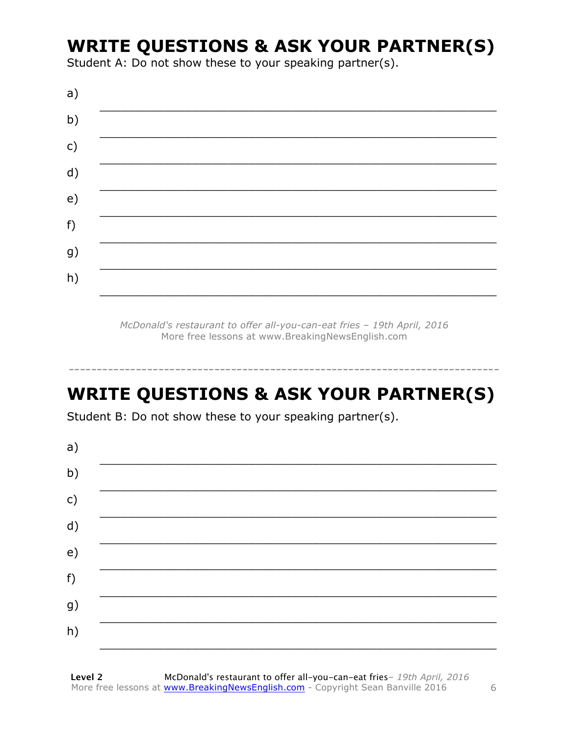## WRITE QUESTIONS & ASK YOUR PARTNER(S)

Student A: Do not show these to your speaking partner(s).

a) ___________________________________________________________

b) ___________________________________________________________

c) ___________________________________________________________

d) ___________________________________________________________

e) ___________________________________________________________

f) ___________________________________________________________

g) ___________________________________________________________

h) ___________________________________________________________

*McDonald's restaurant to offer all-you-can-eat fries – 19th April, 2016*
More free lessons at www.BreakingNewsEnglish.com

---

## WRITE QUESTIONS & ASK YOUR PARTNER(S)

Student B: Do not show these to your speaking partner(s).

a) ___________________________________________________________

b) ___________________________________________________________

c) ___________________________________________________________

d) ___________________________________________________________

e) ___________________________________________________________

f) ___________________________________________________________

g) ___________________________________________________________

h) ___________________________________________________________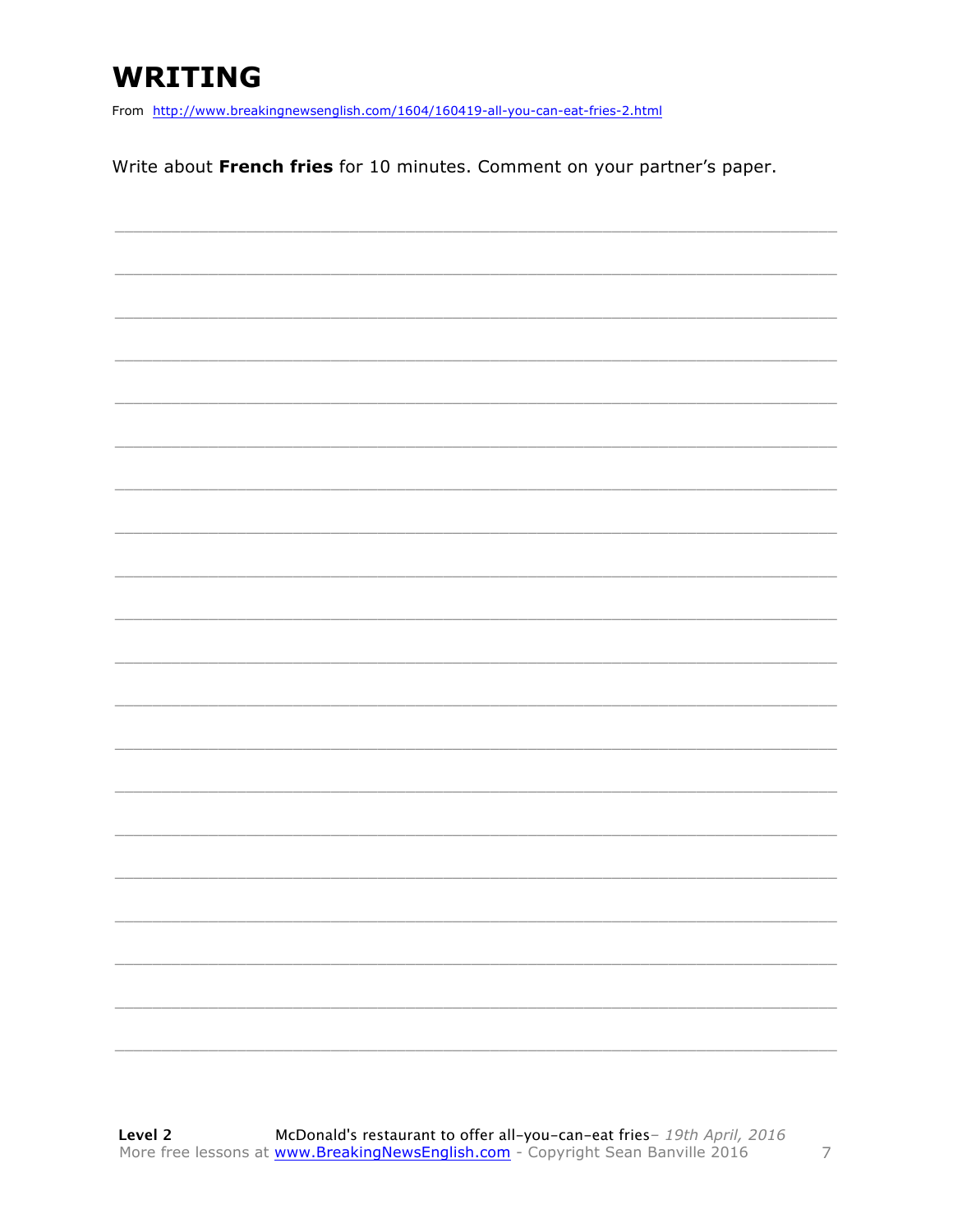# WRITING

From http://www.breakingnewsenglish.com/1604/160419-all-you-can-eat-fries-2.html

Write about **French fries** for 10 minutes. Comment on your partner's paper.